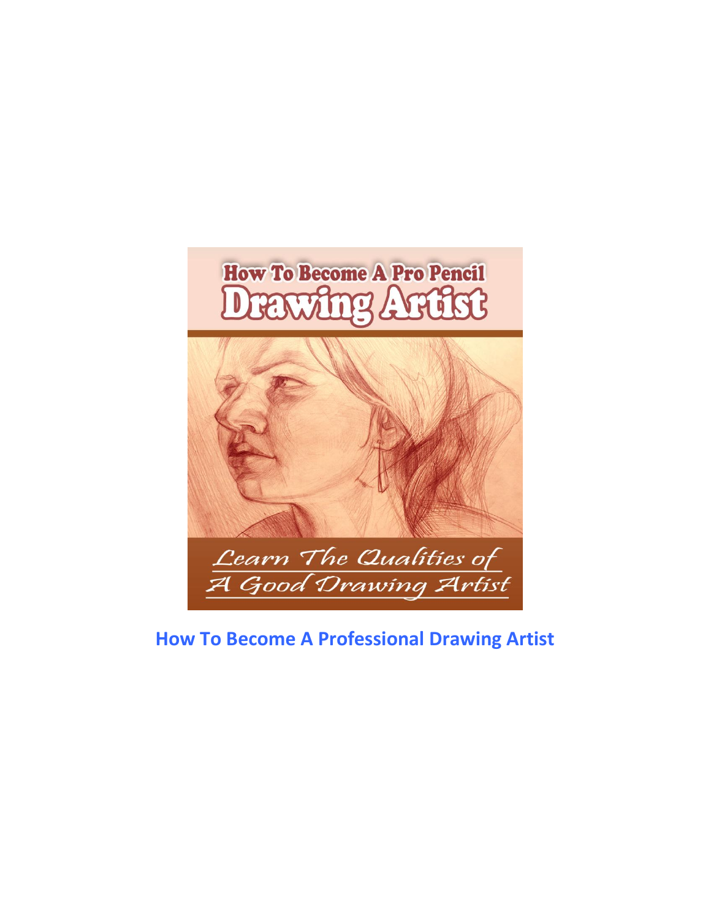How To Become A Pro Pencil

Drawing Artist

Learn The Qualities of A Good Drawing Artist

## How To Become A Professional Drawing Artist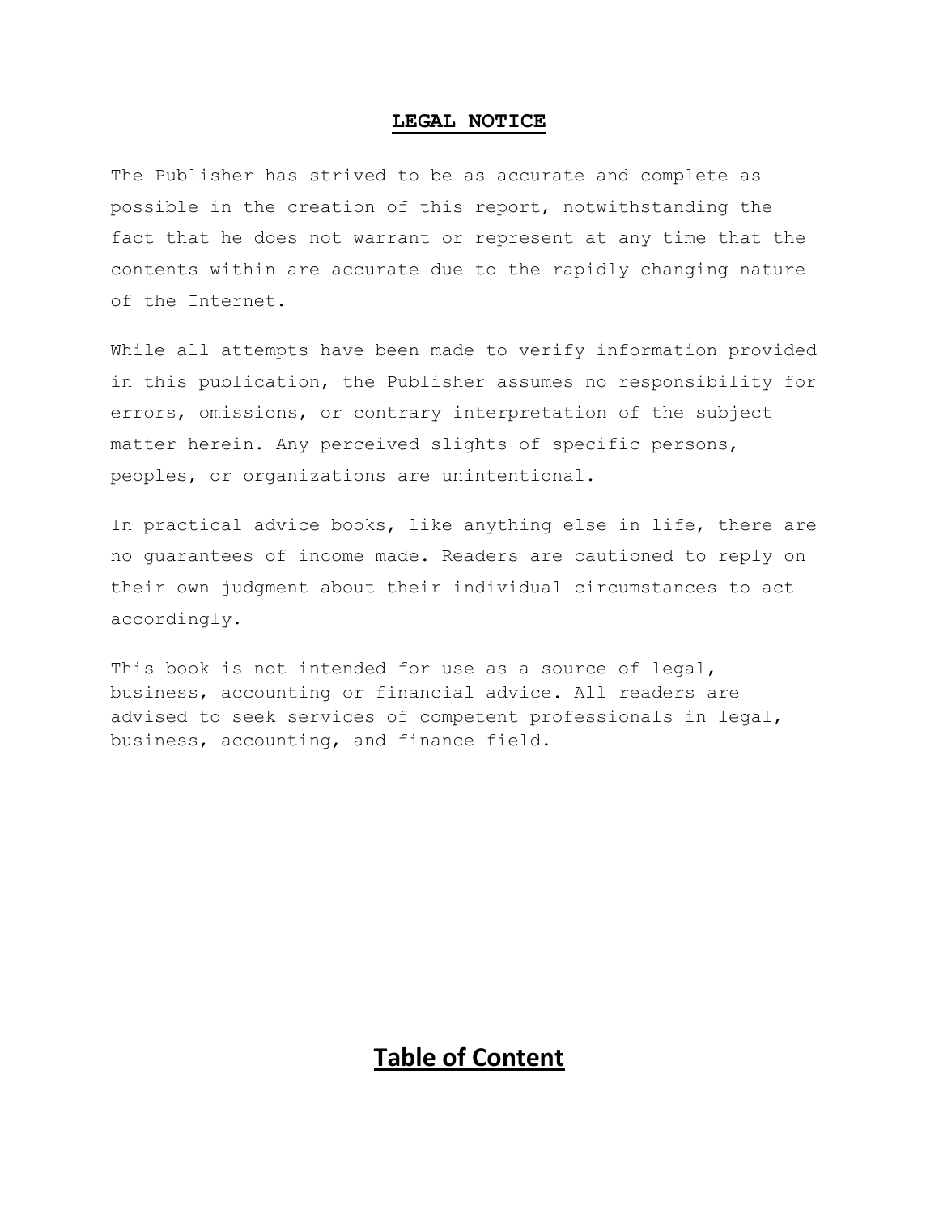## LEGAL NOTICE

The Publisher has strived to be as accurate and complete as possible in the creation of this report, notwithstanding the fact that he does not warrant or represent at any time that the contents within are accurate due to the rapidly changing nature of the Internet.

While all attempts have been made to verify information provided in this publication, the Publisher assumes no responsibility for errors, omissions, or contrary interpretation of the subject matter herein. Any perceived slights of specific persons, peoples, or organizations are unintentional.

In practical advice books, like anything else in life, there are no guarantees of income made. Readers are cautioned to reply on their own judgment about their individual circumstances to act accordingly.

This book is not intended for use as a source of legal, business, accounting or financial advice. All readers are advised to seek services of competent professionals in legal, business, accounting, and finance field.

## Table of Content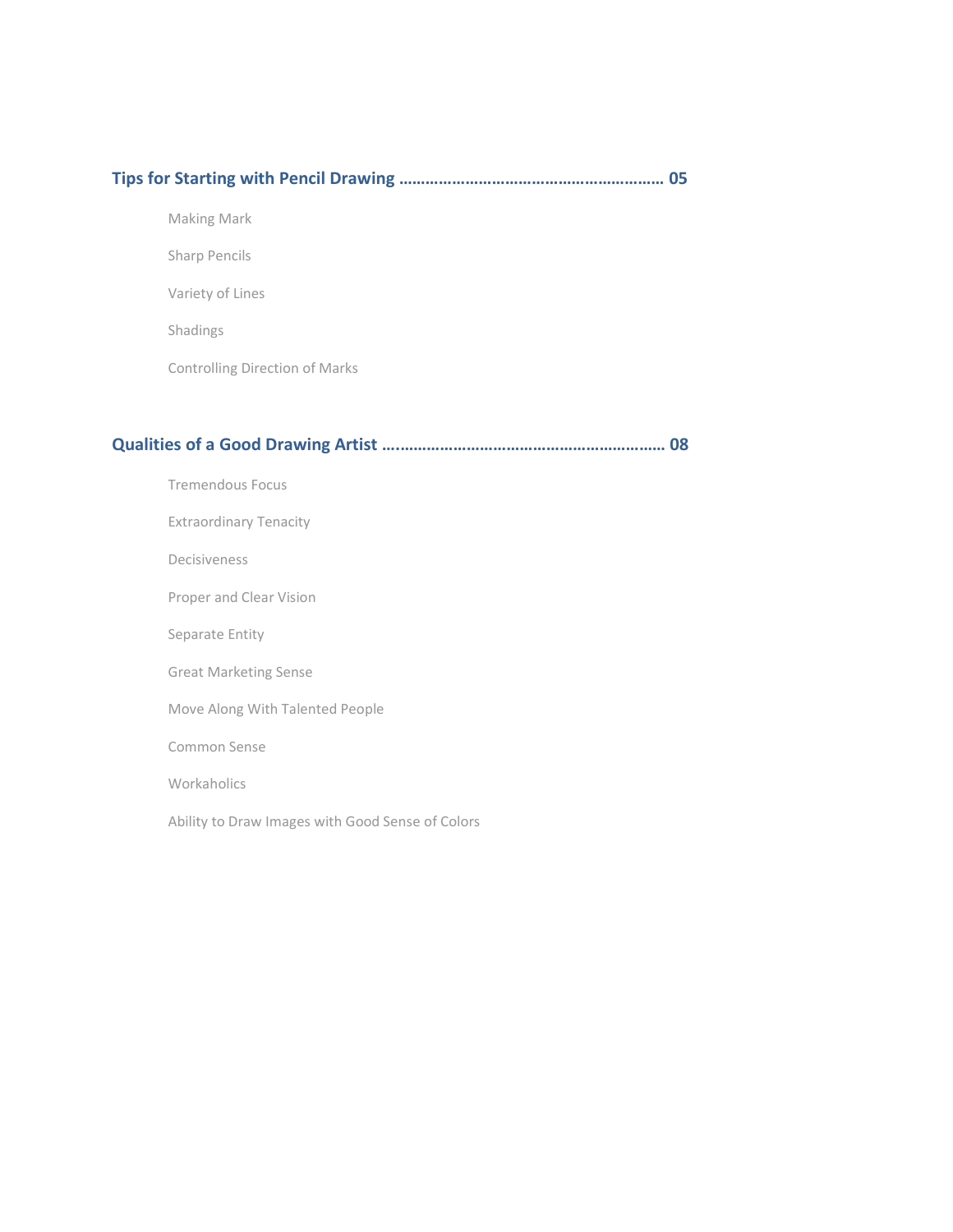**Tips for Starting with Pencil Drawing ………………………………………………… 05**

- Making Mark
- Sharp Pencils
- Variety of Lines
- Shadings
- Controlling Direction of Marks

**Qualities of a Good Drawing Artist ….……………………………………………………. 08**

- Tremendous Focus
- Extraordinary Tenacity
- Decisiveness
- Proper and Clear Vision
- Separate Entity
- Great Marketing Sense
- Move Along With Talented People
- Common Sense
- Workaholics
- Ability to Draw Images with Good Sense of Colors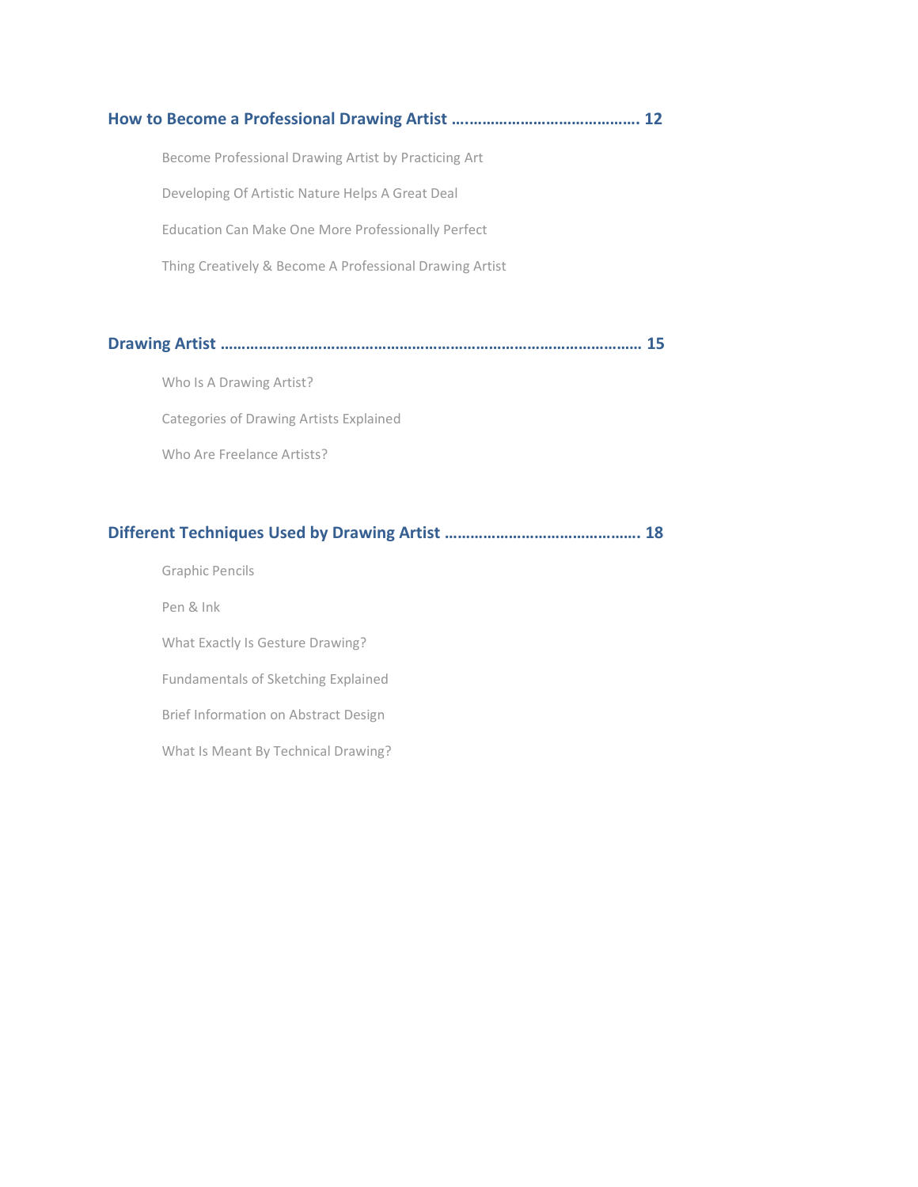**How to Become a Professional Drawing Artist ……………………………………. 12**

- Become Professional Drawing Artist by Practicing Art
- Developing Of Artistic Nature Helps A Great Deal
- Education Can Make One More Professionally Perfect
- Thing Creatively & Become A Professional Drawing Artist

**Drawing Artist ……………………………………………………………………………………. 15**

- Who Is A Drawing Artist?
- Categories of Drawing Artists Explained
- Who Are Freelance Artists?

**Different Techniques Used by Drawing Artist ………………………………………. 18**

- Graphic Pencils
- Pen & Ink
- What Exactly Is Gesture Drawing?
- Fundamentals of Sketching Explained
- Brief Information on Abstract Design
- What Is Meant By Technical Drawing?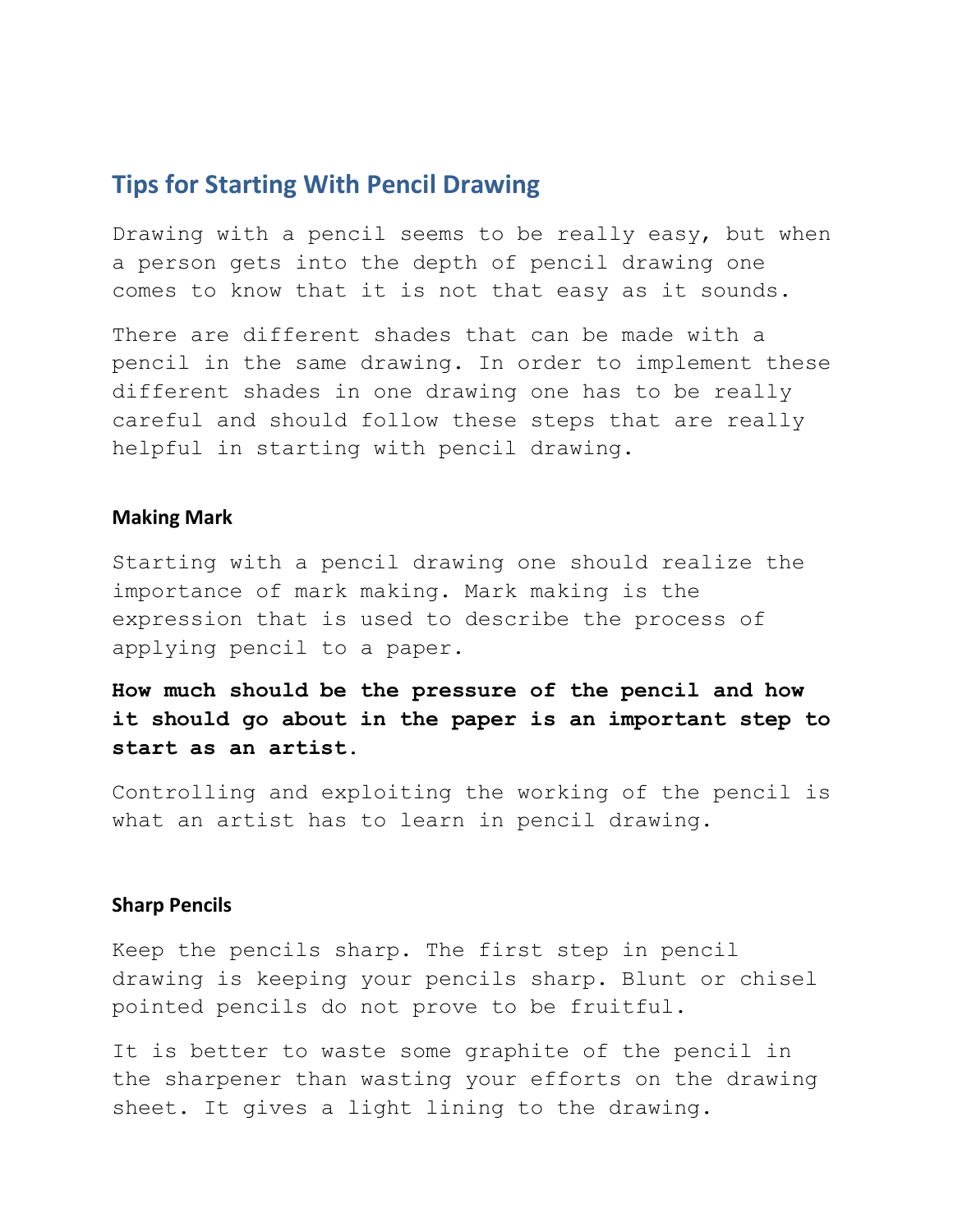## Tips for Starting With Pencil Drawing

Drawing with a pencil seems to be really easy, but when a person gets into the depth of pencil drawing one comes to know that it is not that easy as it sounds.

There are different shades that can be made with a pencil in the same drawing. In order to implement these different shades in one drawing one has to be really careful and should follow these steps that are really helpful in starting with pencil drawing.

### Making Mark

Starting with a pencil drawing one should realize the importance of mark making. Mark making is the expression that is used to describe the process of applying pencil to a paper.

**How much should be the pressure of the pencil and how it should go about in the paper is an important step to start as an artist.**

Controlling and exploiting the working of the pencil is what an artist has to learn in pencil drawing.

### Sharp Pencils

Keep the pencils sharp. The first step in pencil drawing is keeping your pencils sharp. Blunt or chisel pointed pencils do not prove to be fruitful.

It is better to waste some graphite of the pencil in the sharpener than wasting your efforts on the drawing sheet. It gives a light lining to the drawing.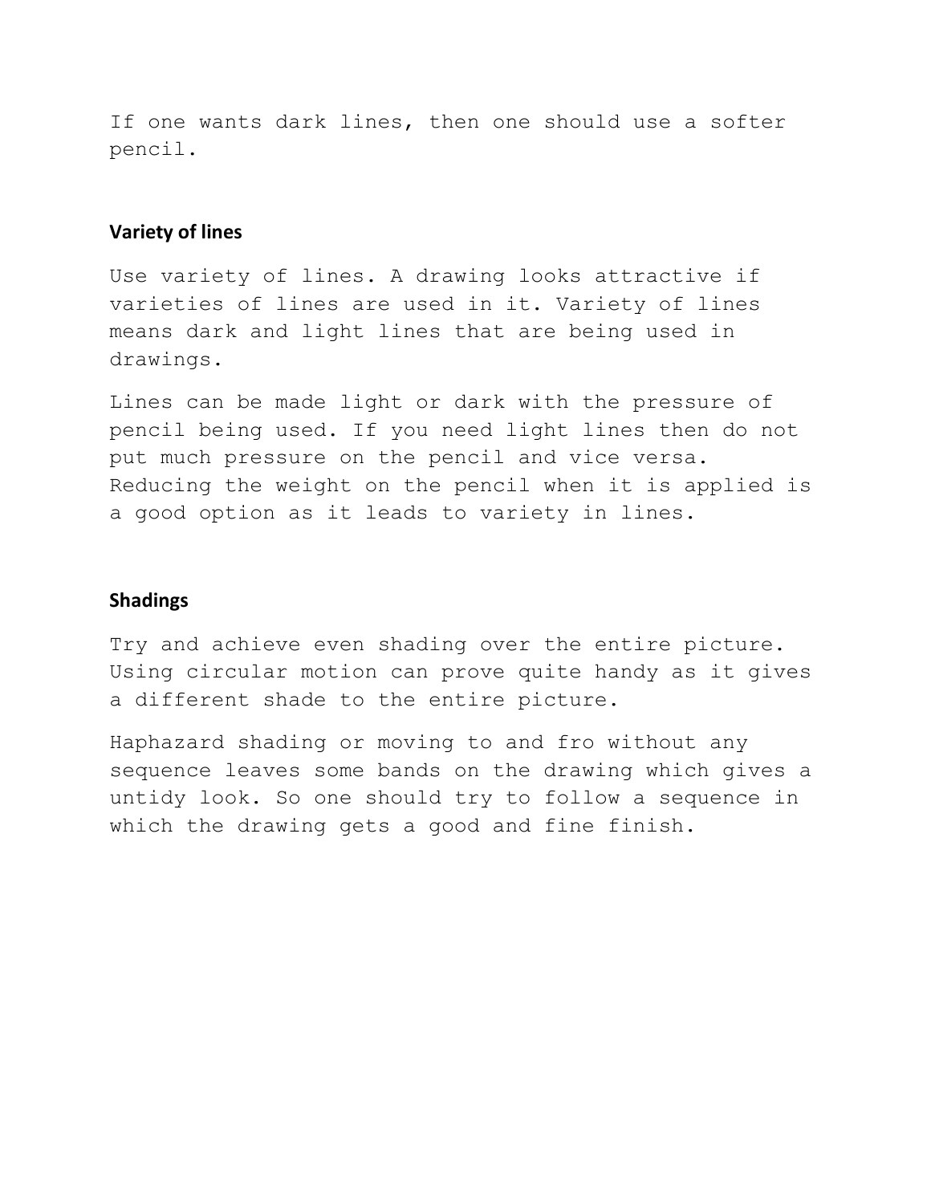If one wants dark lines, then one should use a softer pencil.

### Variety of lines

Use variety of lines. A drawing looks attractive if varieties of lines are used in it. Variety of lines means dark and light lines that are being used in drawings.

Lines can be made light or dark with the pressure of pencil being used. If you need light lines then do not put much pressure on the pencil and vice versa. Reducing the weight on the pencil when it is applied is a good option as it leads to variety in lines.

### Shadings

Try and achieve even shading over the entire picture. Using circular motion can prove quite handy as it gives a different shade to the entire picture.

Haphazard shading or moving to and fro without any sequence leaves some bands on the drawing which gives a untidy look. So one should try to follow a sequence in which the drawing gets a good and fine finish.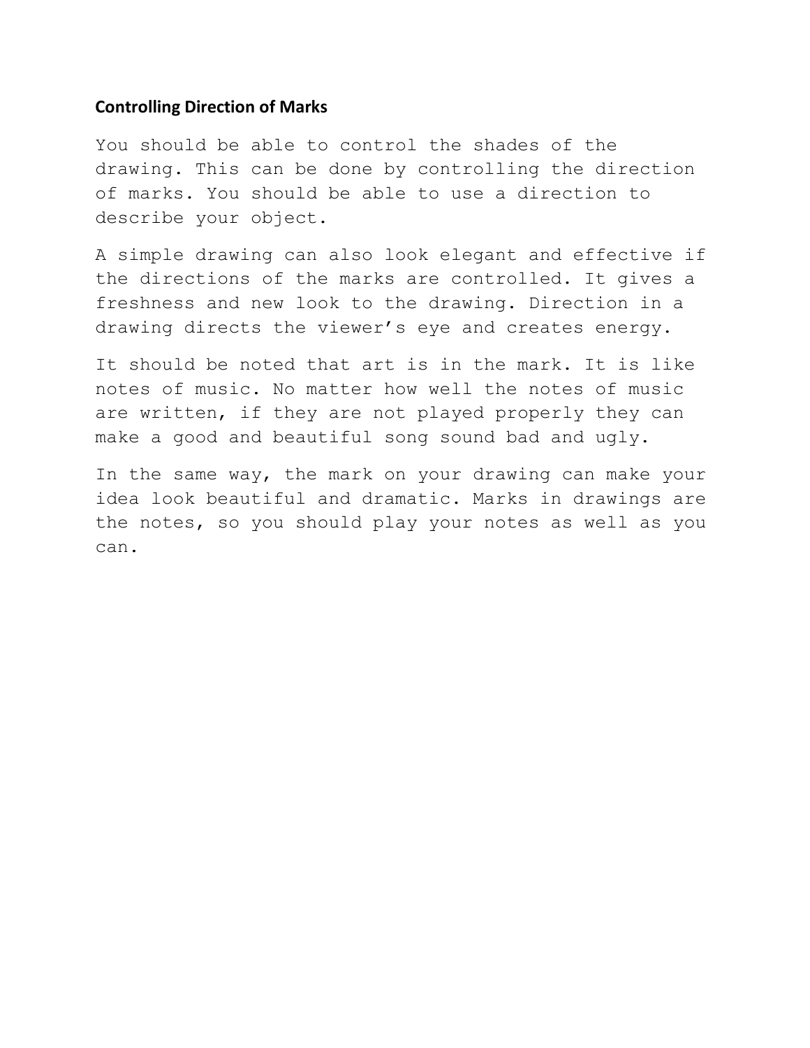## Controlling Direction of Marks

You should be able to control the shades of the drawing. This can be done by controlling the direction of marks. You should be able to use a direction to describe your object.

A simple drawing can also look elegant and effective if the directions of the marks are controlled. It gives a freshness and new look to the drawing. Direction in a drawing directs the viewer's eye and creates energy.

It should be noted that art is in the mark. It is like notes of music. No matter how well the notes of music are written, if they are not played properly they can make a good and beautiful song sound bad and ugly.

In the same way, the mark on your drawing can make your idea look beautiful and dramatic. Marks in drawings are the notes, so you should play your notes as well as you can.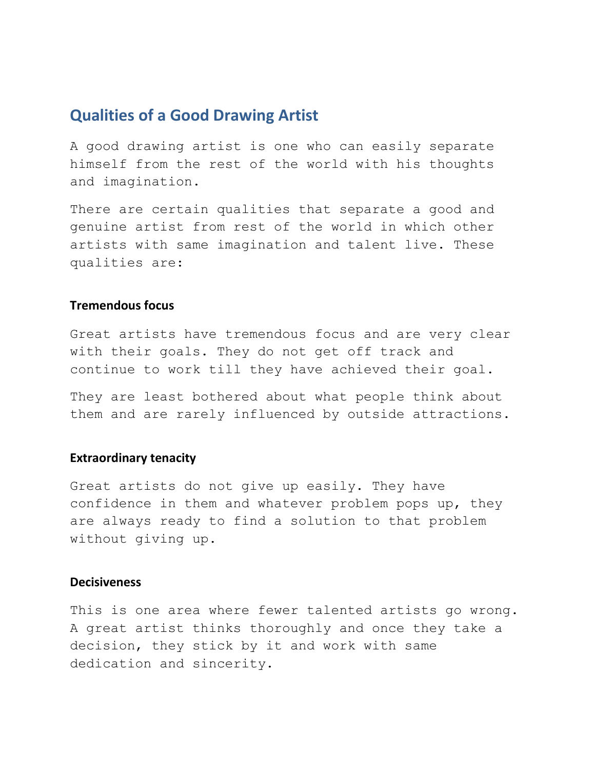## Qualities of a Good Drawing Artist

A good drawing artist is one who can easily separate himself from the rest of the world with his thoughts and imagination.

There are certain qualities that separate a good and genuine artist from rest of the world in which other artists with same imagination and talent live. These qualities are:

### Tremendous focus

Great artists have tremendous focus and are very clear with their goals. They do not get off track and continue to work till they have achieved their goal.

They are least bothered about what people think about them and are rarely influenced by outside attractions.

### Extraordinary tenacity

Great artists do not give up easily. They have confidence in them and whatever problem pops up, they are always ready to find a solution to that problem without giving up.

### Decisiveness

This is one area where fewer talented artists go wrong. A great artist thinks thoroughly and once they take a decision, they stick by it and work with same dedication and sincerity.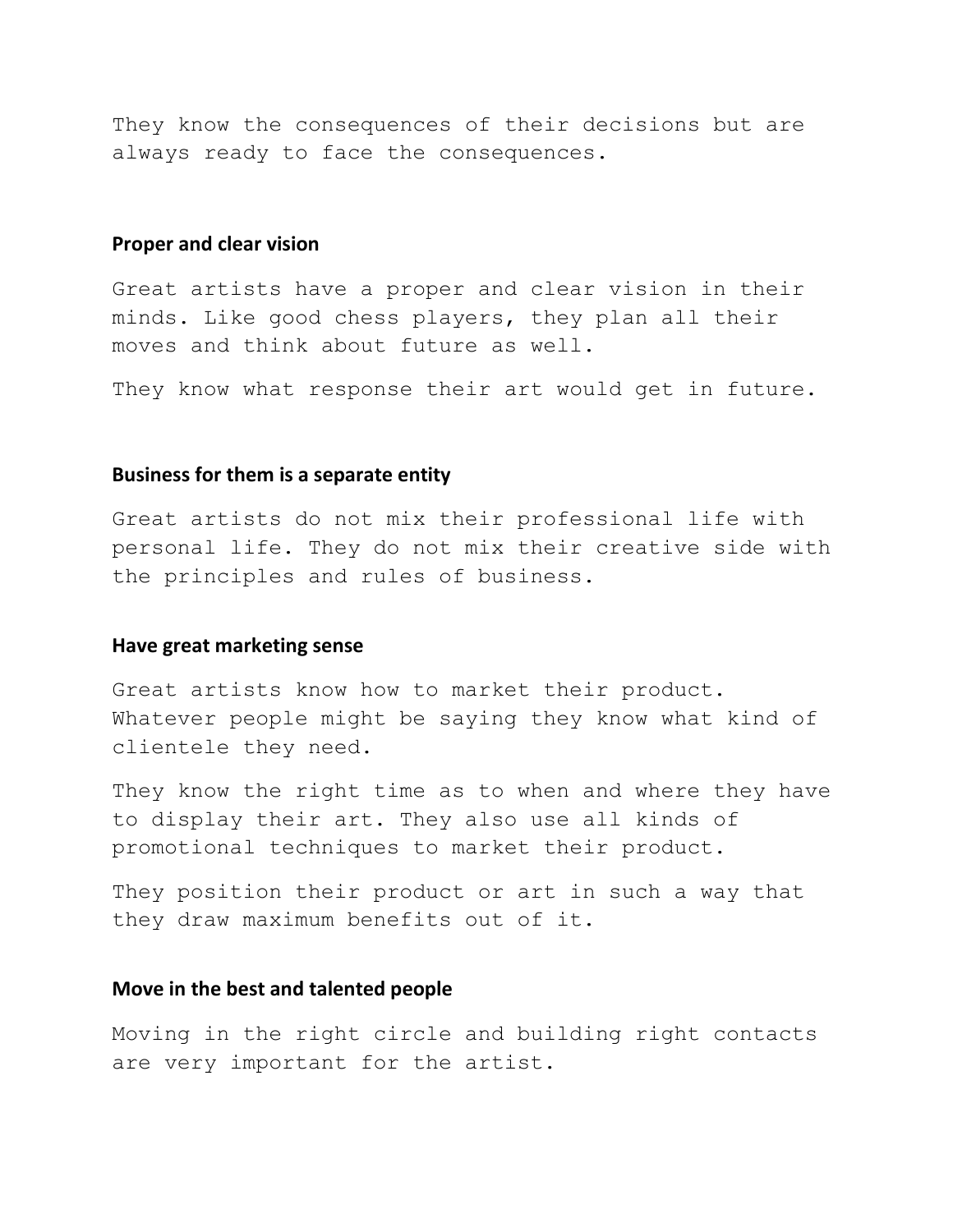They know the consequences of their decisions but are always ready to face the consequences.

### Proper and clear vision

Great artists have a proper and clear vision in their minds. Like good chess players, they plan all their moves and think about future as well.

They know what response their art would get in future.

### Business for them is a separate entity

Great artists do not mix their professional life with personal life. They do not mix their creative side with the principles and rules of business.

### Have great marketing sense

Great artists know how to market their product. Whatever people might be saying they know what kind of clientele they need.

They know the right time as to when and where they have to display their art. They also use all kinds of promotional techniques to market their product.

They position their product or art in such a way that they draw maximum benefits out of it.

### Move in the best and talented people

Moving in the right circle and building right contacts are very important for the artist.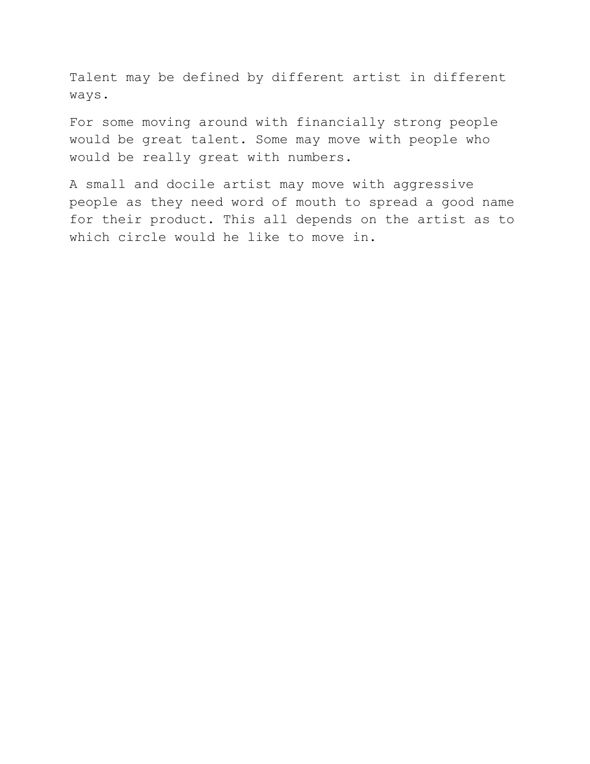Talent may be defined by different artist in different ways.

For some moving around with financially strong people would be great talent. Some may move with people who would be really great with numbers.

A small and docile artist may move with aggressive people as they need word of mouth to spread a good name for their product. This all depends on the artist as to which circle would he like to move in.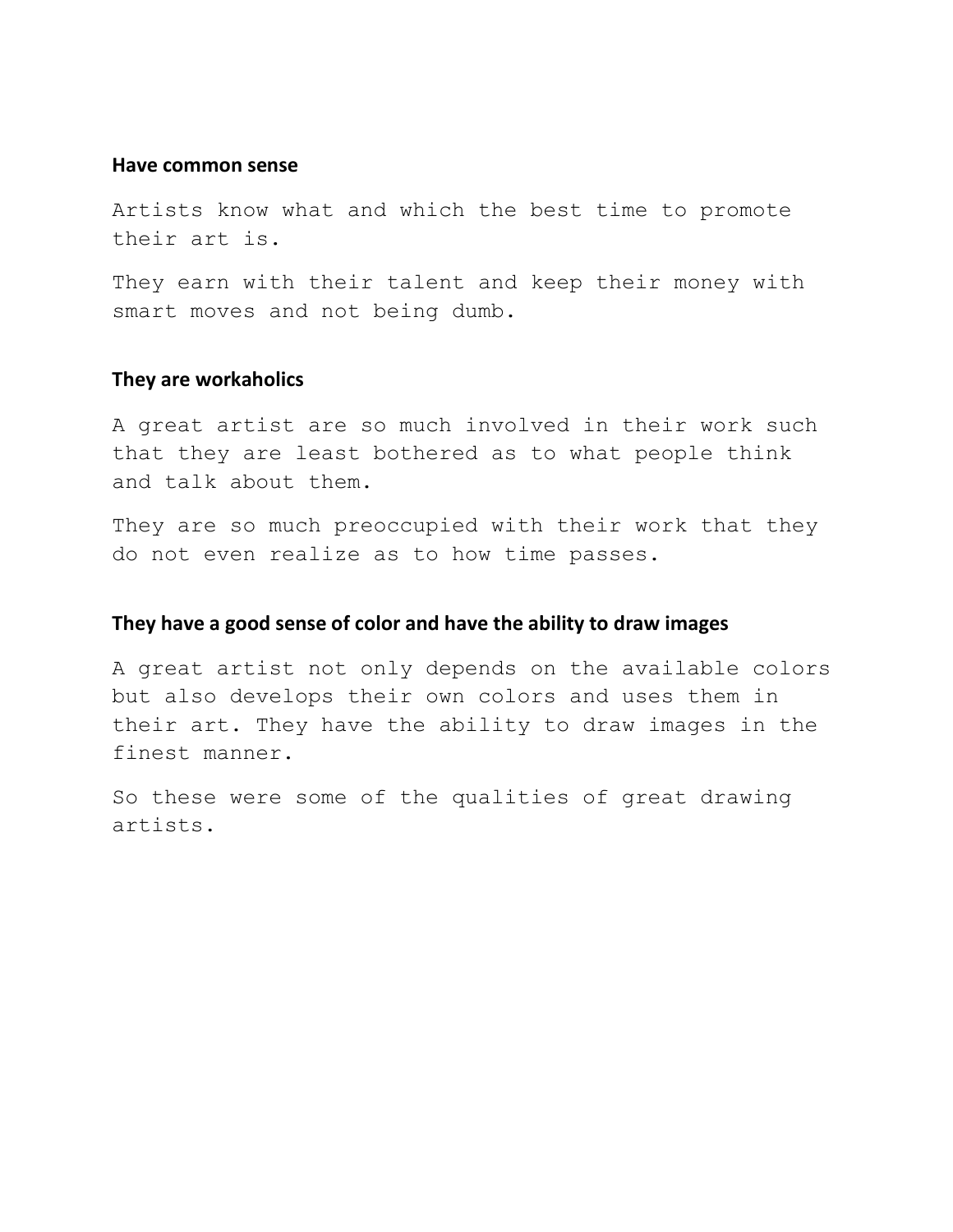**Have common sense**

Artists know what and which the best time to promote their art is.

They earn with their talent and keep their money with smart moves and not being dumb.

**They are workaholics**

A great artist are so much involved in their work such that they are least bothered as to what people think and talk about them.

They are so much preoccupied with their work that they do not even realize as to how time passes.

**They have a good sense of color and have the ability to draw images**

A great artist not only depends on the available colors but also develops their own colors and uses them in their art. They have the ability to draw images in the finest manner.

So these were some of the qualities of great drawing artists.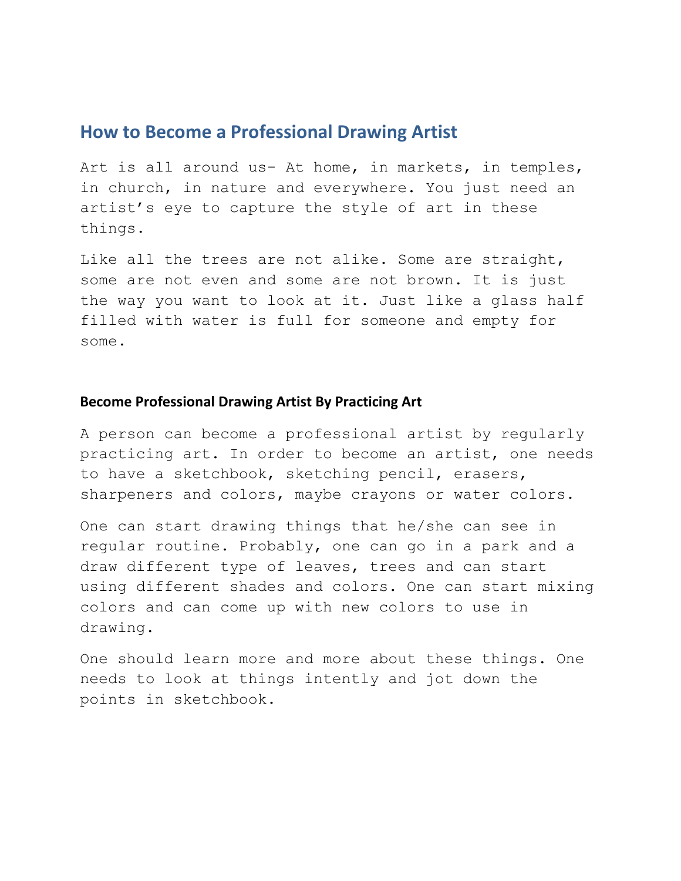## How to Become a Professional Drawing Artist

Art is all around us- At home, in markets, in temples, in church, in nature and everywhere. You just need an artist's eye to capture the style of art in these things.

Like all the trees are not alike. Some are straight, some are not even and some are not brown. It is just the way you want to look at it. Just like a glass half filled with water is full for someone and empty for some.

### Become Professional Drawing Artist By Practicing Art

A person can become a professional artist by regularly practicing art. In order to become an artist, one needs to have a sketchbook, sketching pencil, erasers, sharpeners and colors, maybe crayons or water colors.

One can start drawing things that he/she can see in regular routine. Probably, one can go in a park and a draw different type of leaves, trees and can start using different shades and colors. One can start mixing colors and can come up with new colors to use in drawing.

One should learn more and more about these things. One needs to look at things intently and jot down the points in sketchbook.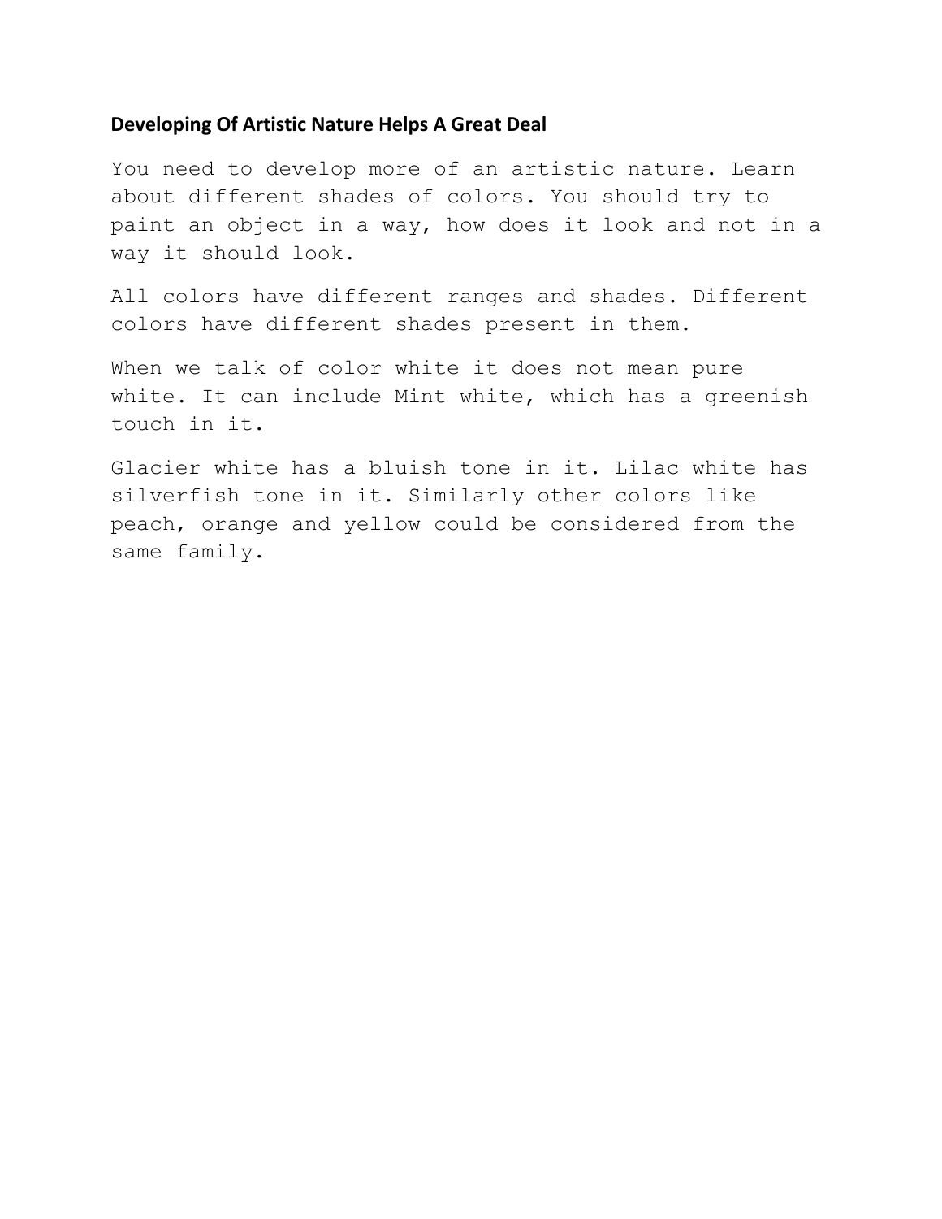**Developing Of Artistic Nature Helps A Great Deal**

You need to develop more of an artistic nature. Learn about different shades of colors. You should try to paint an object in a way, how does it look and not in a way it should look.

All colors have different ranges and shades. Different colors have different shades present in them.

When we talk of color white it does not mean pure white. It can include Mint white, which has a greenish touch in it.

Glacier white has a bluish tone in it. Lilac white has silverfish tone in it. Similarly other colors like peach, orange and yellow could be considered from the same family.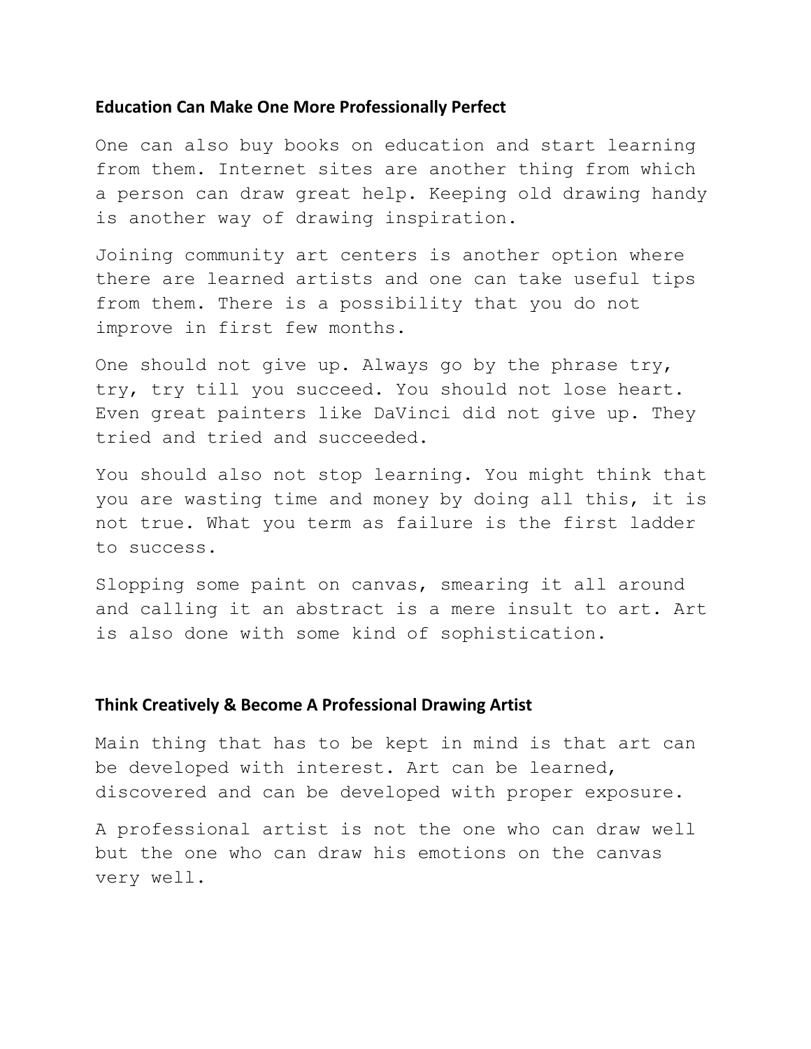## Education Can Make One More Professionally Perfect

One can also buy books on education and start learning from them. Internet sites are another thing from which a person can draw great help. Keeping old drawing handy is another way of drawing inspiration.

Joining community art centers is another option where there are learned artists and one can take useful tips from them. There is a possibility that you do not improve in first few months.

One should not give up. Always go by the phrase try, try, try till you succeed. You should not lose heart. Even great painters like DaVinci did not give up. They tried and tried and succeeded.

You should also not stop learning. You might think that you are wasting time and money by doing all this, it is not true. What you term as failure is the first ladder to success.

Slopping some paint on canvas, smearing it all around and calling it an abstract is a mere insult to art. Art is also done with some kind of sophistication.

## Think Creatively & Become A Professional Drawing Artist

Main thing that has to be kept in mind is that art can be developed with interest. Art can be learned, discovered and can be developed with proper exposure.

A professional artist is not the one who can draw well but the one who can draw his emotions on the canvas very well.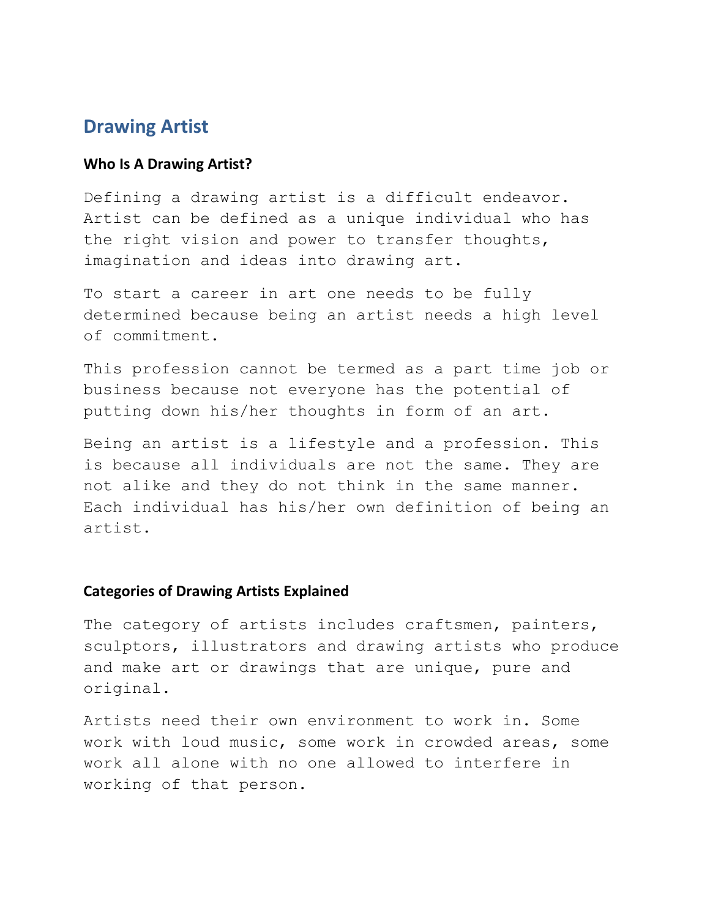## Drawing Artist

### Who Is A Drawing Artist?

Defining a drawing artist is a difficult endeavor. Artist can be defined as a unique individual who has the right vision and power to transfer thoughts, imagination and ideas into drawing art.

To start a career in art one needs to be fully determined because being an artist needs a high level of commitment.

This profession cannot be termed as a part time job or business because not everyone has the potential of putting down his/her thoughts in form of an art.

Being an artist is a lifestyle and a profession. This is because all individuals are not the same. They are not alike and they do not think in the same manner. Each individual has his/her own definition of being an artist.

### Categories of Drawing Artists Explained

The category of artists includes craftsmen, painters, sculptors, illustrators and drawing artists who produce and make art or drawings that are unique, pure and original.

Artists need their own environment to work in. Some work with loud music, some work in crowded areas, some work all alone with no one allowed to interfere in working of that person.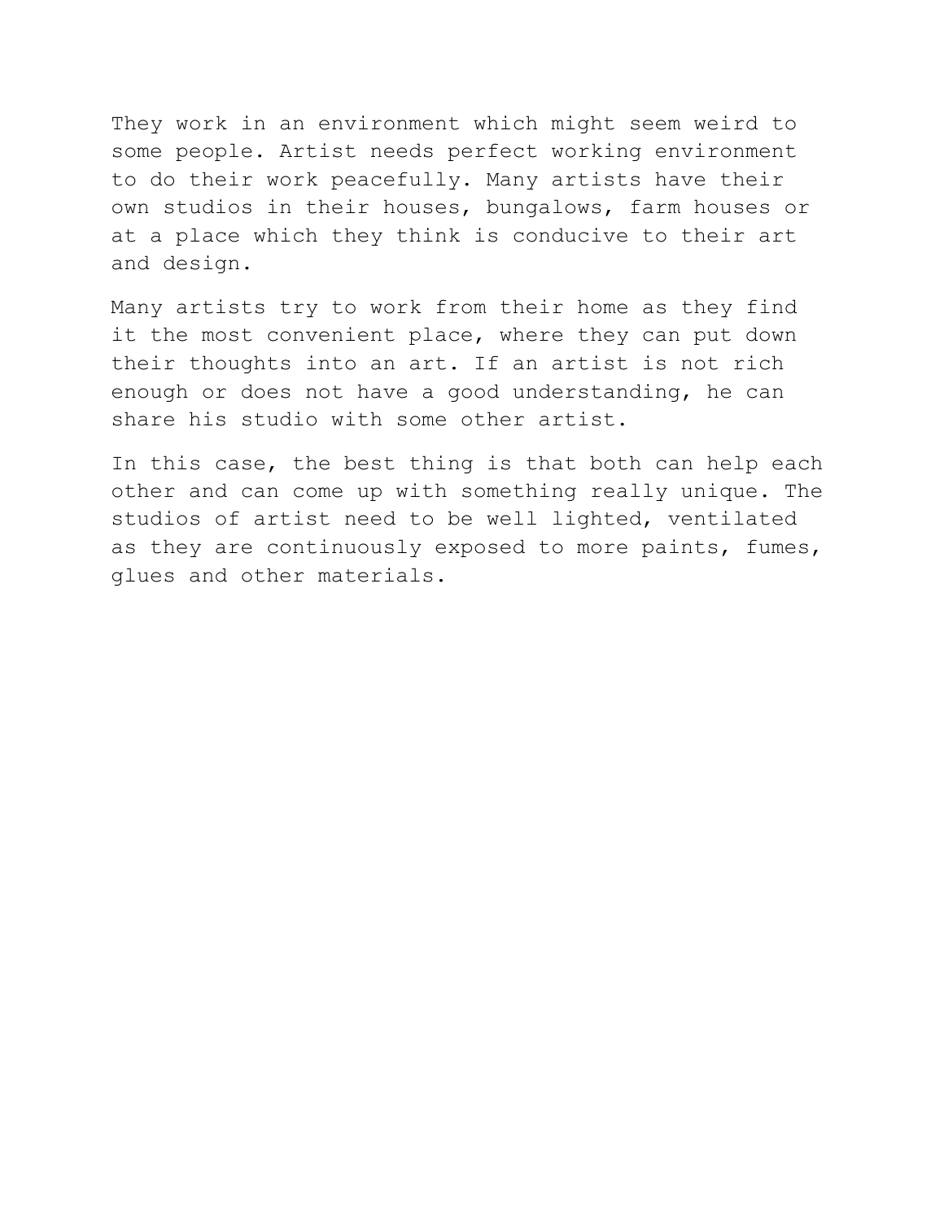They work in an environment which might seem weird to some people. Artist needs perfect working environment to do their work peacefully. Many artists have their own studios in their houses, bungalows, farm houses or at a place which they think is conducive to their art and design.

Many artists try to work from their home as they find it the most convenient place, where they can put down their thoughts into an art. If an artist is not rich enough or does not have a good understanding, he can share his studio with some other artist.

In this case, the best thing is that both can help each other and can come up with something really unique. The studios of artist need to be well lighted, ventilated as they are continuously exposed to more paints, fumes, glues and other materials.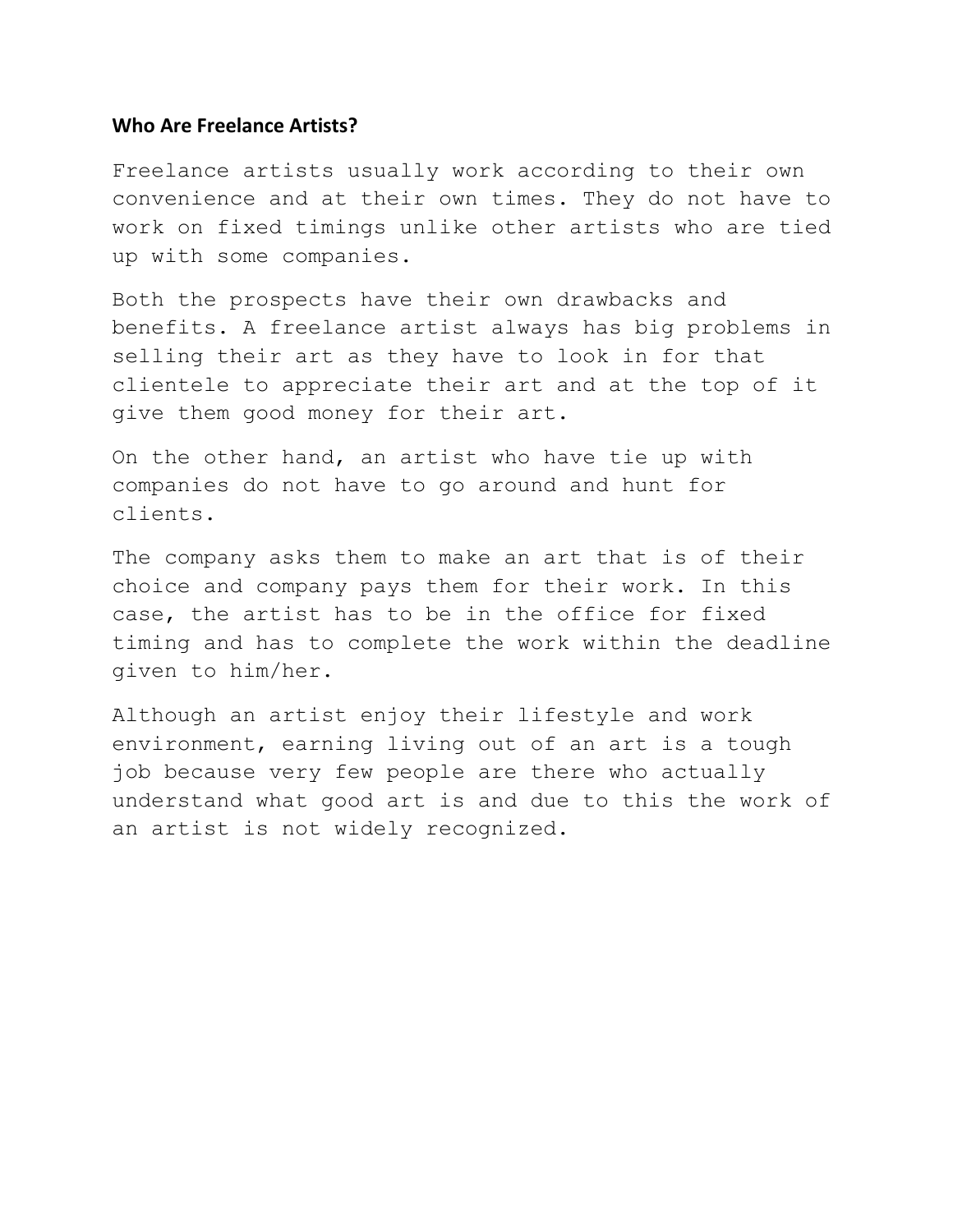**Who Are Freelance Artists?**

Freelance artists usually work according to their own convenience and at their own times. They do not have to work on fixed timings unlike other artists who are tied up with some companies.

Both the prospects have their own drawbacks and benefits. A freelance artist always has big problems in selling their art as they have to look in for that clientele to appreciate their art and at the top of it give them good money for their art.

On the other hand, an artist who have tie up with companies do not have to go around and hunt for clients.

The company asks them to make an art that is of their choice and company pays them for their work. In this case, the artist has to be in the office for fixed timing and has to complete the work within the deadline given to him/her.

Although an artist enjoy their lifestyle and work environment, earning living out of an art is a tough job because very few people are there who actually understand what good art is and due to this the work of an artist is not widely recognized.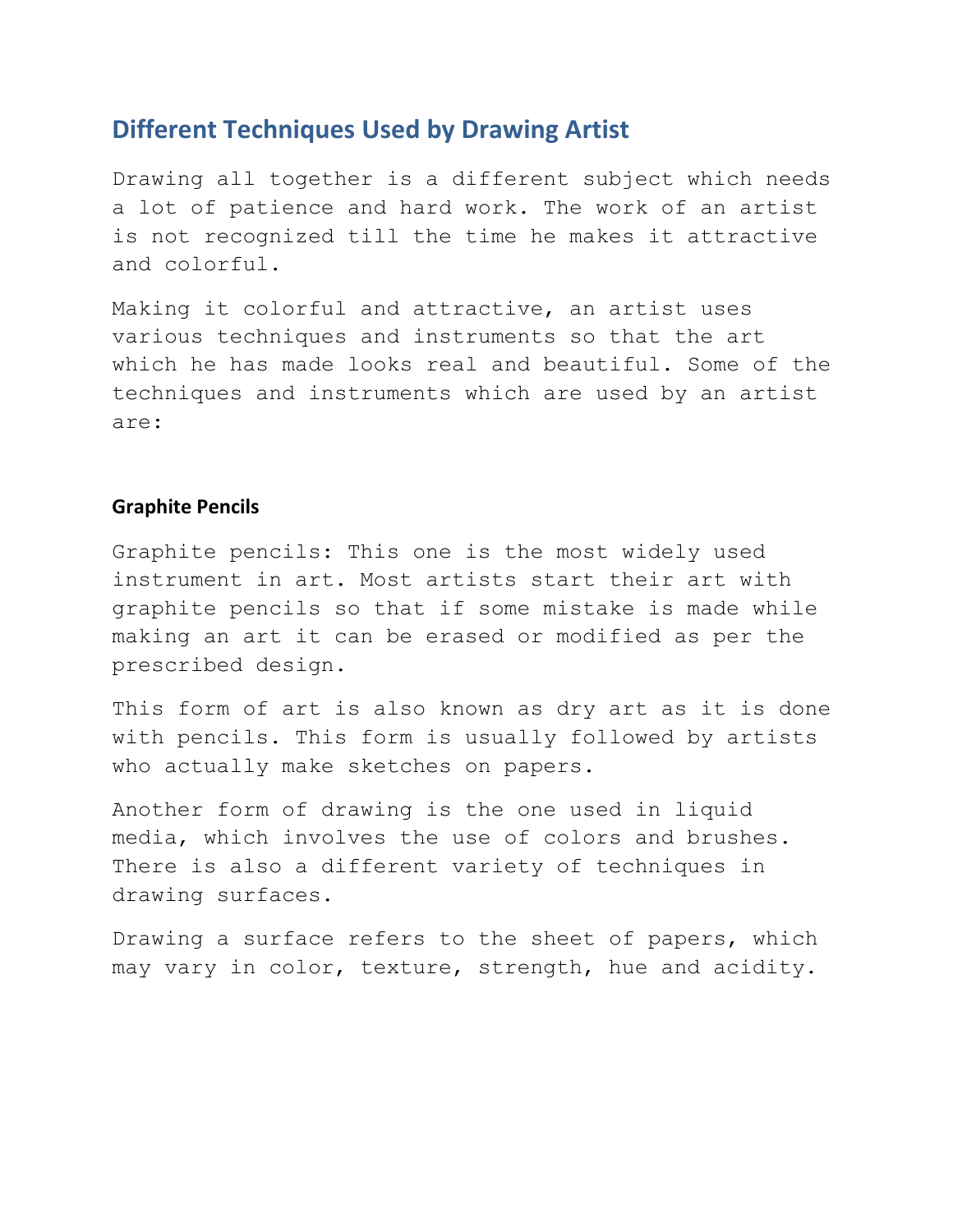## Different Techniques Used by Drawing Artist

Drawing all together is a different subject which needs a lot of patience and hard work. The work of an artist is not recognized till the time he makes it attractive and colorful.

Making it colorful and attractive, an artist uses various techniques and instruments so that the art which he has made looks real and beautiful. Some of the techniques and instruments which are used by an artist are:

### Graphite Pencils

Graphite pencils: This one is the most widely used instrument in art. Most artists start their art with graphite pencils so that if some mistake is made while making an art it can be erased or modified as per the prescribed design.

This form of art is also known as dry art as it is done with pencils. This form is usually followed by artists who actually make sketches on papers.

Another form of drawing is the one used in liquid media, which involves the use of colors and brushes. There is also a different variety of techniques in drawing surfaces.

Drawing a surface refers to the sheet of papers, which may vary in color, texture, strength, hue and acidity.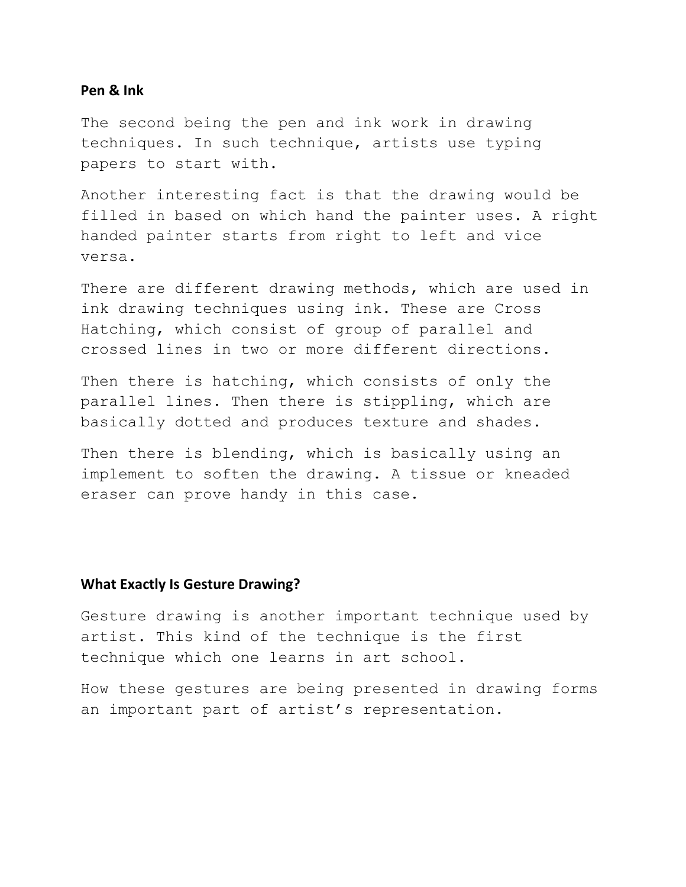## Pen & Ink

The second being the pen and ink work in drawing techniques. In such technique, artists use typing papers to start with.

Another interesting fact is that the drawing would be filled in based on which hand the painter uses. A right handed painter starts from right to left and vice versa.

There are different drawing methods, which are used in ink drawing techniques using ink. These are Cross Hatching, which consist of group of parallel and crossed lines in two or more different directions.

Then there is hatching, which consists of only the parallel lines. Then there is stippling, which are basically dotted and produces texture and shades.

Then there is blending, which is basically using an implement to soften the drawing. A tissue or kneaded eraser can prove handy in this case.

## What Exactly Is Gesture Drawing?

Gesture drawing is another important technique used by artist. This kind of the technique is the first technique which one learns in art school.

How these gestures are being presented in drawing forms an important part of artist's representation.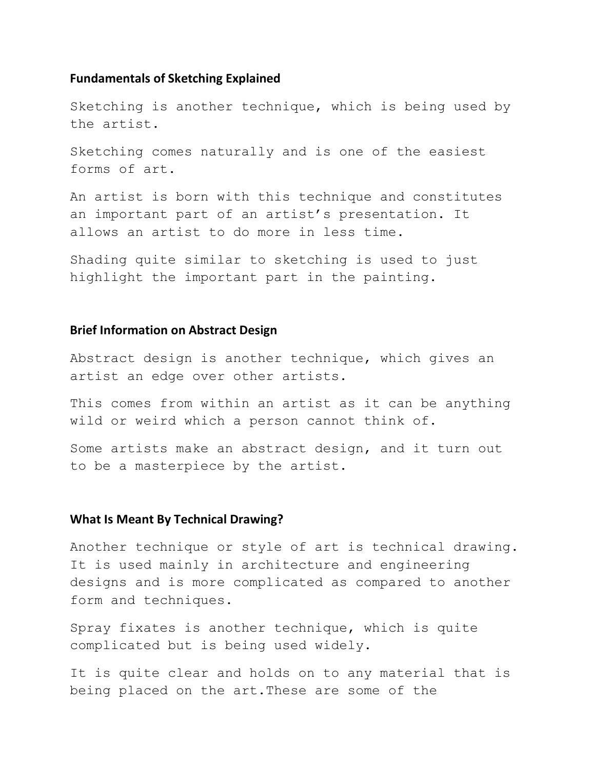### Fundamentals of Sketching Explained

Sketching is another technique, which is being used by the artist.

Sketching comes naturally and is one of the easiest forms of art.

An artist is born with this technique and constitutes an important part of an artist's presentation. It allows an artist to do more in less time.

Shading quite similar to sketching is used to just highlight the important part in the painting.

### Brief Information on Abstract Design

Abstract design is another technique, which gives an artist an edge over other artists.

This comes from within an artist as it can be anything wild or weird which a person cannot think of.

Some artists make an abstract design, and it turn out to be a masterpiece by the artist.

### What Is Meant By Technical Drawing?

Another technique or style of art is technical drawing. It is used mainly in architecture and engineering designs and is more complicated as compared to another form and techniques.

Spray fixates is another technique, which is quite complicated but is being used widely.

It is quite clear and holds on to any material that is being placed on the art.These are some of the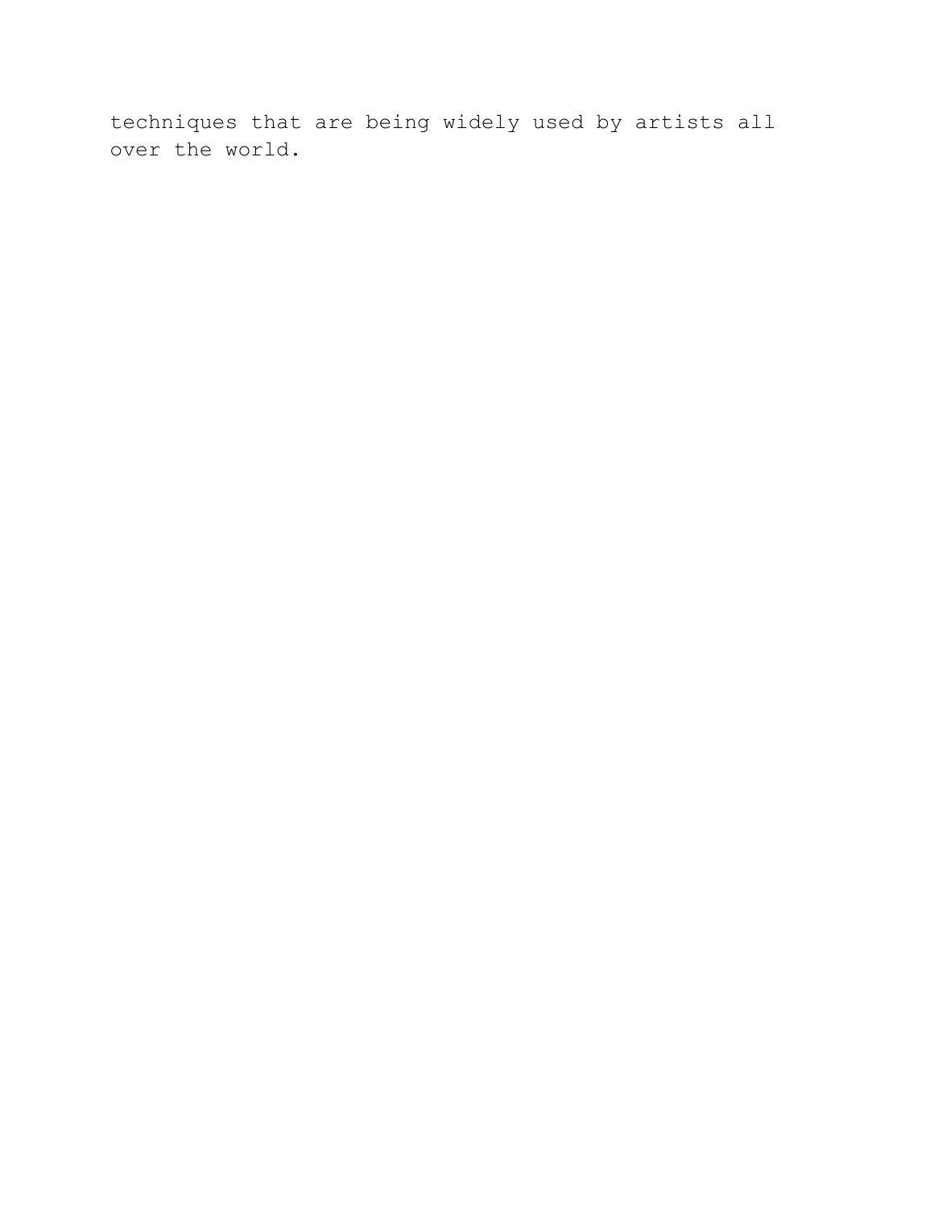techniques that are being widely used by artists all over the world.